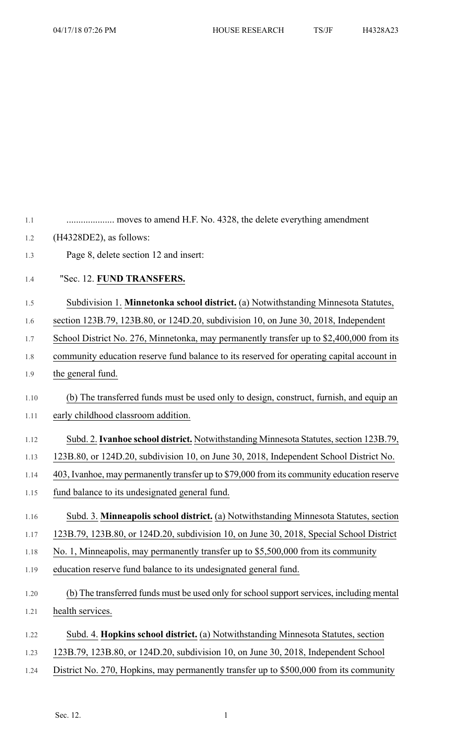.................... moves to amend H.F. No. 4328, the delete everything amendment (H4328DE2), as follows:

Page 8, delete section 12 and insert:

"Sec. 12. **FUND TRANSFERS.**

Subdivision 1. **Minnetonka school district.** (a) Notwithstanding Minnesota Statutes, section 123B.79, 123B.80, or 124D.20, subdivision 10, on June 30, 2018, Independent School District No. 276, Minnetonka, may permanently transfer up to $2,400,000 from its community education reserve fund balance to its reserved for operating capital account in the general fund.

(b) The transferred funds must be used only to design, construct, furnish, and equip an early childhood classroom addition.

Subd. 2. **Ivanhoe school district.** Notwithstanding Minnesota Statutes, section 123B.79, 123B.80, or 124D.20, subdivision 10, on June 30, 2018, Independent School District No. 403, Ivanhoe, may permanently transfer up to $79,000 from its community education reserve fund balance to its undesignated general fund.

Subd. 3. **Minneapolis school district.** (a) Notwithstanding Minnesota Statutes, section 123B.79, 123B.80, or 124D.20, subdivision 10, on June 30, 2018, Special School District No. 1, Minneapolis, may permanently transfer up to $5,500,000 from its community education reserve fund balance to its undesignated general fund.

(b) The transferred funds must be used only for school support services, including mental health services.

Subd. 4. **Hopkins school district.** (a) Notwithstanding Minnesota Statutes, section 123B.79, 123B.80, or 124D.20, subdivision 10, on June 30, 2018, Independent School District No. 270, Hopkins, may permanently transfer up to $500,000 from its community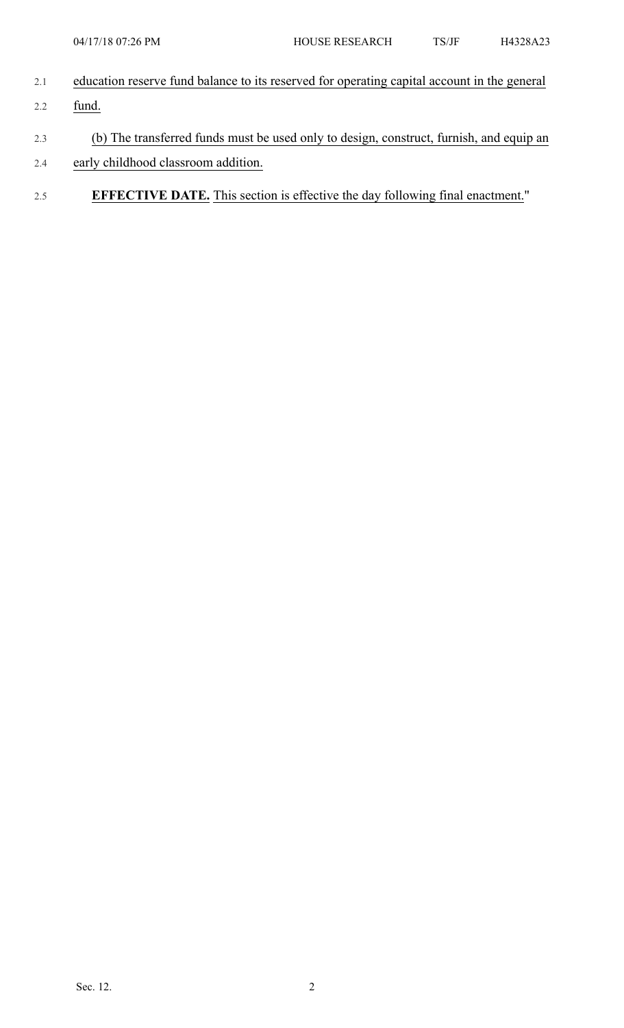education reserve fund balance to its reserved for operating capital account in the general fund.

(b) The transferred funds must be used only to design, construct, furnish, and equip an early childhood classroom addition.

**EFFECTIVE DATE.** This section is effective the day following final enactment."